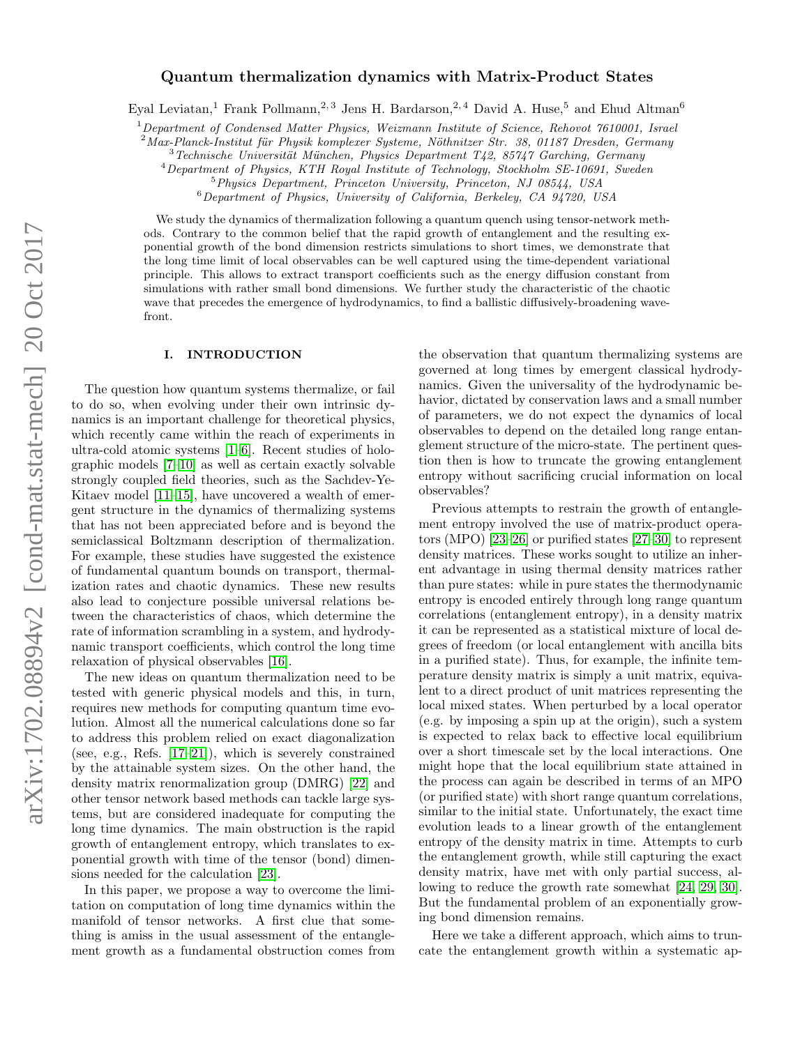# Quantum thermalization dynamics with Matrix-Product States

Eyal Leviatan,[1] Frank Pollmann,[2,3] Jens H. Bardarson,[2,4] David A. Huse,[5] and Ehud Altman[6]

[1] *Department of Condensed Matter Physics, Weizmann Institute of Science, Rehovot 7610001, Israel*
[2] *Max-Planck-Institut für Physik komplexer Systeme, Nöthnitzer Str. 38, 01187 Dresden, Germany*
[3] *Technische Universität München, Physics Department T42, 85747 Garching, Germany*
[4] *Department of Physics, KTH Royal Institute of Technology, Stockholm SE-10691, Sweden*
[5] *Physics Department, Princeton University, Princeton, NJ 08544, USA*
[6] *Department of Physics, University of California, Berkeley, CA 94720, USA*

We study the dynamics of thermalization following a quantum quench using tensor-network methods. Contrary to the common belief that the rapid growth of entanglement and the resulting exponential growth of the bond dimension restricts simulations to short times, we demonstrate that the long time limit of local observables can be well captured using the time-dependent variational principle. This allows to extract transport coefficients such as the energy diffusion constant from simulations with rather small bond dimensions. We further study the characteristic of the chaotic wave that precedes the emergence of hydrodynamics, to find a ballistic diffusively-broadening wavefront.

## I. INTRODUCTION

The question how quantum systems thermalize, or fail to do so, when evolving under their own intrinsic dynamics is an important challenge for theoretical physics, which recently came within the reach of experiments in ultra-cold atomic systems [1–6]. Recent studies of holographic models [7–10] as well as certain exactly solvable strongly coupled field theories, such as the Sachdev-Ye-Kitaev model [11–15], have uncovered a wealth of emergent structure in the dynamics of thermalizing systems that has not been appreciated before and is beyond the semiclassical Boltzmann description of thermalization. For example, these studies have suggested the existence of fundamental quantum bounds on transport, thermalization rates and chaotic dynamics. These new results also lead to conjecture possible universal relations between the characteristics of chaos, which determine the rate of information scrambling in a system, and hydrodynamic transport coefficients, which control the long time relaxation of physical observables [16].

The new ideas on quantum thermalization need to be tested with generic physical models and this, in turn, requires new methods for computing quantum time evolution. Almost all the numerical calculations done so far to address this problem relied on exact diagonalization (see, e.g., Refs. [17–21]), which is severely constrained by the attainable system sizes. On the other hand, the density matrix renormalization group (DMRG) [22] and other tensor network based methods can tackle large systems, but are considered inadequate for computing the long time dynamics. The main obstruction is the rapid growth of entanglement entropy, which translates to exponential growth with time of the tensor (bond) dimensions needed for the calculation [23].

In this paper, we propose a way to overcome the limitation on computation of long time dynamics within the manifold of tensor networks. A first clue that something is amiss in the usual assessment of the entanglement growth as a fundamental obstruction comes from the observation that quantum thermalizing systems are governed at long times by emergent classical hydrodynamics. Given the universality of the hydrodynamic behavior, dictated by conservation laws and a small number of parameters, we do not expect the dynamics of local observables to depend on the detailed long range entanglement structure of the micro-state. The pertinent question then is how to truncate the growing entanglement entropy without sacrificing crucial information on local observables?

Previous attempts to restrain the growth of entanglement entropy involved the use of matrix-product operators (MPO) [23–26] or purified states [27–30] to represent density matrices. These works sought to utilize an inherent advantage in using thermal density matrices rather than pure states: while in pure states the thermodynamic entropy is encoded entirely through long range quantum correlations (entanglement entropy), in a density matrix it can be represented as a statistical mixture of local degrees of freedom (or local entanglement with ancilla bits in a purified state). Thus, for example, the infinite temperature density matrix is simply a unit matrix, equivalent to a direct product of unit matrices representing the local mixed states. When perturbed by a local operator (e.g. by imposing a spin up at the origin), such a system is expected to relax back to effective local equilibrium over a short timescale set by the local interactions. One might hope that the local equilibrium state attained in the process can again be described in terms of an MPO (or purified state) with short range quantum correlations, similar to the initial state. Unfortunately, the exact time evolution leads to a linear growth of the entanglement entropy of the density matrix in time. Attempts to curb the entanglement growth, while still capturing the exact density matrix, have met with only partial success, allowing to reduce the growth rate somewhat [24, 29, 30]. But the fundamental problem of an exponentially growing bond dimension remains.

Here we take a different approach, which aims to truncate the entanglement growth within a systematic ap-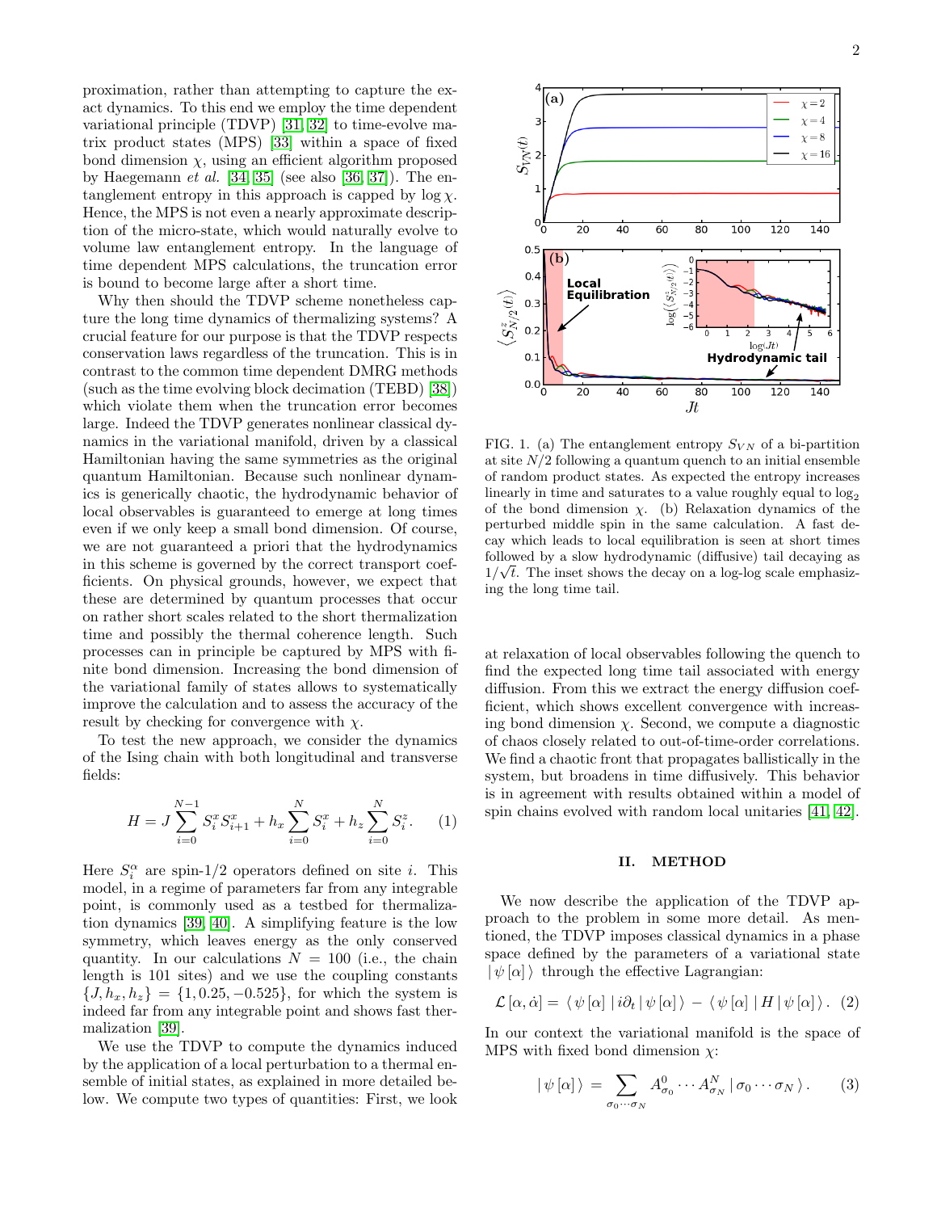proximation, rather than attempting to capture the exact dynamics. To this end we employ the time dependent variational principle (TDVP) [31, 32] to time-evolve matrix product states (MPS) [33] within a space of fixed bond dimension $\chi$, using an efficient algorithm proposed by Haegemann *et al.* [34, 35] (see also [36, 37]). The entanglement entropy in this approach is capped by $\log \chi$. Hence, the MPS is not even a nearly approximate description of the micro-state, which would naturally evolve to volume law entanglement entropy. In the language of time dependent MPS calculations, the truncation error is bound to become large after a short time.

Why then should the TDVP scheme nonetheless capture the long time dynamics of thermalizing systems? A crucial feature for our purpose is that the TDVP respects conservation laws regardless of the truncation. This is in contrast to the common time dependent DMRG methods (such as the time evolving block decimation (TEBD) [38]) which violate them when the truncation error becomes large. Indeed the TDVP generates nonlinear classical dynamics in the variational manifold, driven by a classical Hamiltonian having the same symmetries as the original quantum Hamiltonian. Because such nonlinear dynamics is generically chaotic, the hydrodynamic behavior of local observables is guaranteed to emerge at long times even if we only keep a small bond dimension. Of course, we are not guaranteed a priori that the hydrodynamics in this scheme is governed by the correct transport coefficients. On physical grounds, however, we expect that these are determined by quantum processes that occur on rather short scales related to the short thermalization time and possibly the thermal coherence length. Such processes can in principle be captured by MPS with finite bond dimension. Increasing the bond dimension of the variational family of states allows to systematically improve the calculation and to assess the accuracy of the result by checking for convergence with $\chi$.

To test the new approach, we consider the dynamics of the Ising chain with both longitudinal and transverse fields:

$$H = J\sum_{i=0}^{N-1} S_i^x S_{i+1}^x + h_x \sum_{i=0}^{N} S_i^x + h_z \sum_{i=0}^{N} S_i^z. \quad (1)$$

Here $S_i^\alpha$ are spin-1/2 operators defined on site $i$. This model, in a regime of parameters far from any integrable point, is commonly used as a testbed for thermalization dynamics [39, 40]. A simplifying feature is the low symmetry, which leaves energy as the only conserved quantity. In our calculations $N = 100$ (i.e., the chain length is 101 sites) and we use the coupling constants $\{J, h_x, h_z\} = \{1, 0.25, -0.525\}$, for which the system is indeed far from any integrable point and shows fast thermalization [39].

We use the TDVP to compute the dynamics induced by the application of a local perturbation to a thermal ensemble of initial states, as explained in more detailed below. We compute two types of quantities: First, we look at relaxation of local observables following the quench to find the expected long time tail associated with energy diffusion. From this we extract the energy diffusion coefficient, which shows excellent convergence with increasing bond dimension $\chi$. Second, we compute a diagnostic of chaos closely related to out-of-time-order correlations. We find a chaotic front that propagates ballistically in the system, but broadens in time diffusively. This behavior is in agreement with results obtained within a model of spin chains evolved with random local unitaries [41, 42].

FIG. 1. (a) The entanglement entropy $S_{VN}$ of a bi-partition at site $N/2$ following a quantum quench to an initial ensemble of random product states. As expected the entropy increases linearly in time and saturates to a value roughly equal to $\log_2$ of the bond dimension $\chi$. (b) Relaxation dynamics of the perturbed middle spin in the same calculation. A fast decay which leads to local equilibration is seen at short times followed by a slow hydrodynamic (diffusive) tail decaying as $1/\sqrt{t}$. The inset shows the decay on a log-log scale emphasizing the long time tail.

## II. METHOD

We now describe the application of the TDVP approach to the problem in some more detail. As mentioned, the TDVP imposes classical dynamics in a phase space defined by the parameters of a variational state $|\psi[\alpha]\rangle$ through the effective Lagrangian:

$$\mathcal{L}[\alpha, \dot{\alpha}] = \langle \psi[\alpha] | i\partial_t | \psi[\alpha] \rangle - \langle \psi[\alpha] | H | \psi[\alpha] \rangle . \quad (2)$$

In our context the variational manifold is the space of MPS with fixed bond dimension $\chi$:

$$|\psi[\alpha]\rangle = \sum_{\sigma_0 \cdots \sigma_N} A^0_{\sigma_0} \cdots A^N_{\sigma_N} |\sigma_0 \cdots \sigma_N\rangle . \quad (3)$$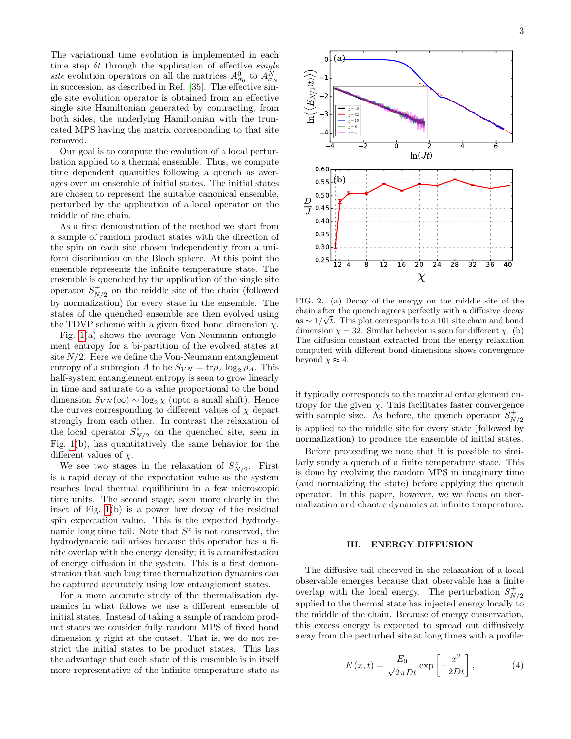The variational time evolution is implemented in each time step $\delta t$ through the application of effective *single site* evolution operators on all the matrices $A^0_{\sigma_0}$ to $A^N_{\sigma_N}$ in succession, as described in Ref. [35]. The effective single site evolution operator is obtained from an effective single site Hamiltonian generated by contracting, from both sides, the underlying Hamiltonian with the truncated MPS having the matrix corresponding to that site removed.

Our goal is to compute the evolution of a local perturbation applied to a thermal ensemble. Thus, we compute time dependent quantities following a quench as averages over an ensemble of initial states. The initial states are chosen to represent the suitable canonical ensemble, perturbed by the application of a local operator on the middle of the chain.

As a first demonstration of the method we start from a sample of random product states with the direction of the spin on each site chosen independently from a uniform distribution on the Bloch sphere. At this point the ensemble represents the infinite temperature state. The ensemble is quenched by the application of the single site operator $S^+_{N/2}$ on the middle site of the chain (followed by normalization) for every state in the ensemble. The states of the quenched ensemble are then evolved using the TDVP scheme with a given fixed bond dimension $\chi$. Fig. 1(a) shows the average Von-Neumann entanglement entropy for a bi-partition of the evolved states at site $N/2$. Here we define the Von-Neumann entanglement entropy of a subregion $A$ to be $S_{VN} = \mathrm{tr}\rho_A \log_2 \rho_A$. This half-system entanglement entropy is seen to grow linearly in time and saturate to a value proportional to the bond dimension $S_{VN}(\infty) \sim \log_2 \chi$ (upto a small shift). Hence the curves corresponding to different values of $\chi$ depart strongly from each other. In contrast the relaxation of the local operator $S^z_{N/2}$ on the quenched site, seen in Fig. 1(b), has quantitatively the same behavior for the different values of $\chi$.

We see two stages in the relaxation of $S^z_{N/2}$. First is a rapid decay of the expectation value as the system reaches local thermal equilibrium in a few microscopic time units. The second stage, seen more clearly in the inset of Fig. 1(b) is a power law decay of the residual spin expectation value. This is the expected hydrodynamic long time tail. Note that $S^z$ is not conserved, the hydrodynamic tail arises because this operator has a finite overlap with the energy density; it is a manifestation of energy diffusion in the system. This is a first demonstration that such long time thermalization dynamics can be captured accurately using low entanglement states.

For a more accurate study of the thermalization dynamics in what follows we use a different ensemble of initial states. Instead of taking a sample of random product states we consider fully random MPS of fixed bond dimension $\chi$ right at the outset. That is, we do not restrict the initial states to be product states. This has the advantage that each state of this ensemble is in itself more representative of the infinite temperature state as it typically corresponds to the maximal entanglement entropy for the given $\chi$. This facilitates faster convergence with sample size. As before, the quench operator $S^+_{N/2}$ is applied to the middle site for every state (followed by normalization) to produce the ensemble of initial states.

FIG. 2. (a) Decay of the energy on the middle site of the chain after the quench agrees perfectly with a diffusive decay as $\sim 1/\sqrt{t}$. This plot corresponds to a 101 site chain and bond dimension $\chi = 32$. Similar behavior is seen for different $\chi$. (b) The diffusion constant extracted from the energy relaxation computed with different bond dimensions shows convergence beyond $\chi \approx 4$.

Before proceeding we note that it is possible to similarly study a quench of a finite temperature state. This is done by evolving the random MPS in imaginary time (and normalizing the state) before applying the quench operator. In this paper, however, we we focus on thermalization and chaotic dynamics at infinite temperature.

### III. ENERGY DIFFUSION

The diffusive tail observed in the relaxation of a local observable emerges because that observable has a finite overlap with the local energy. The perturbation $S^+_{N/2}$ applied to the thermal state has injected energy locally to the middle of the chain. Because of energy conservation, this excess energy is expected to spread out diffusively away from the perturbed site at long times with a profile:

$$E(x,t) = \frac{E_0}{\sqrt{2\pi Dt}} \exp\left[-\frac{x^2}{2Dt}\right], \tag{4}$$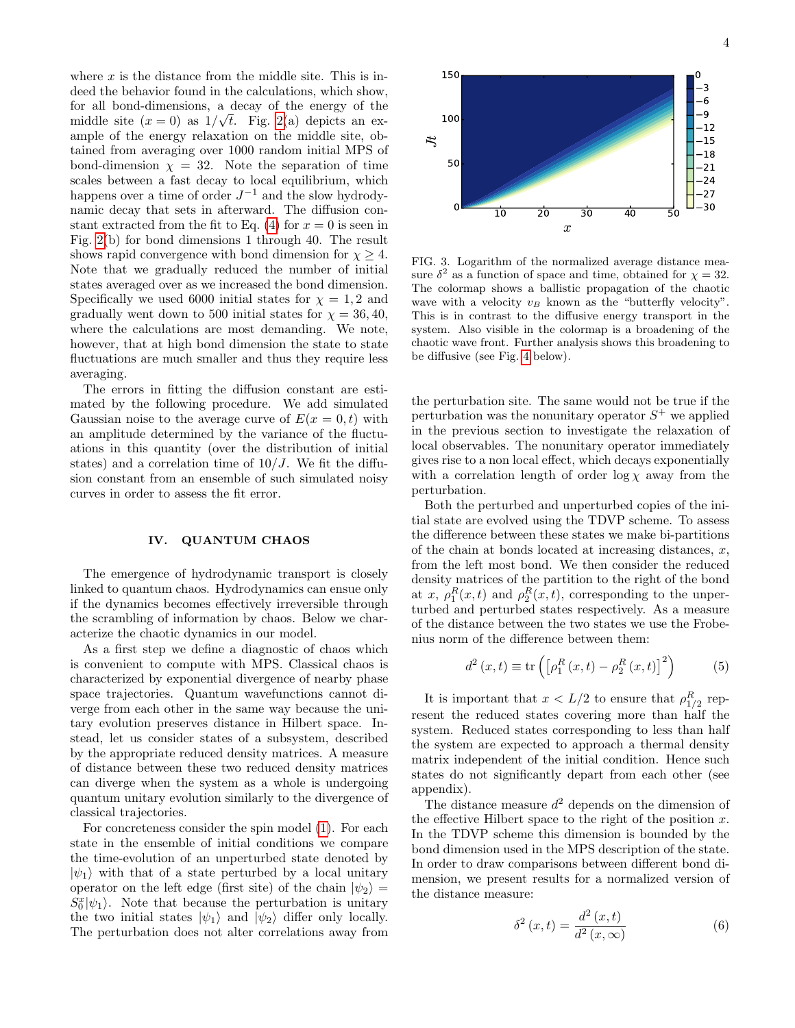where $x$ is the distance from the middle site. This is indeed the behavior found in the calculations, which show, for all bond-dimensions, a decay of the energy of the middle site ($x = 0$) as $1/\sqrt{t}$. Fig. 2(a) depicts an example of the energy relaxation on the middle site, obtained from averaging over 1000 random initial MPS of bond-dimension $\chi = 32$. Note the separation of time scales between a fast decay to local equilibrium, which happens over a time of order $J^{-1}$ and the slow hydrodynamic decay that sets in afterward. The diffusion constant extracted from the fit to Eq. (4) for $x = 0$ is seen in Fig. 2(b) for bond dimensions 1 through 40. The result shows rapid convergence with bond dimension for $\chi \geq 4$. Note that we gradually reduced the number of initial states averaged over as we increased the bond dimension. Specifically we used 6000 initial states for $\chi = 1, 2$ and gradually went down to 500 initial states for $\chi = 36, 40$, where the calculations are most demanding. We note, however, that at high bond dimension the state to state fluctuations are much smaller and thus they require less averaging.

The errors in fitting the diffusion constant are estimated by the following procedure. We add simulated Gaussian noise to the average curve of $E(x = 0, t)$ with an amplitude determined by the variance of the fluctuations in this quantity (over the distribution of initial states) and a correlation time of $10/J$. We fit the diffusion constant from an ensemble of such simulated noisy curves in order to assess the fit error.

## IV. QUANTUM CHAOS

The emergence of hydrodynamic transport is closely linked to quantum chaos. Hydrodynamics can ensue only if the dynamics becomes effectively irreversible through the scrambling of information by chaos. Below we characterize the chaotic dynamics in our model.

As a first step we define a diagnostic of chaos which is convenient to compute with MPS. Classical chaos is characterized by exponential divergence of nearby phase space trajectories. Quantum wavefunctions cannot diverge from each other in the same way because the unitary evolution preserves distance in Hilbert space. Instead, let us consider states of a subsystem, described by the appropriate reduced density matrices. A measure of distance between these two reduced density matrices can diverge when the system as a whole is undergoing quantum unitary evolution similarly to the divergence of classical trajectories.

For concreteness consider the spin model (1). For each state in the ensemble of initial conditions we compare the time-evolution of an unperturbed state denoted by $|\psi_1\rangle$ with that of a state perturbed by a local unitary operator on the left edge (first site) of the chain $|\psi_2\rangle = S_0^x|\psi_1\rangle$. Note that because the perturbation is unitary the two initial states $|\psi_1\rangle$ and $|\psi_2\rangle$ differ only locally. The perturbation does not alter correlations away from the perturbation site. The same would not be true if the perturbation was the nonunitary operator $S^+$ we applied in the previous section to investigate the relaxation of local observables. The nonunitary operator immediately gives rise to a non local effect, which decays exponentially with a correlation length of order $\log\chi$ away from the perturbation.

FIG. 3. Logarithm of the normalized average distance measure $\delta^2$ as a function of space and time, obtained for $\chi = 32$. The colormap shows a ballistic propagation of the chaotic wave with a velocity $v_B$ known as the "butterfly velocity". This is in contrast to the diffusive energy transport in the system. Also visible in the colormap is a broadening of the chaotic wave front. Further analysis shows this broadening to be diffusive (see Fig. 4 below).

Both the perturbed and unperturbed copies of the initial state are evolved using the TDVP scheme. To assess the difference between these states we make bi-partitions of the chain at bonds located at increasing distances, $x$, from the left most bond. We then consider the reduced density matrices of the partition to the right of the bond at $x$, $\rho_1^R(x,t)$ and $\rho_2^R(x,t)$, corresponding to the unperturbed and perturbed states respectively. As a measure of the distance between the two states we use the Frobenius norm of the difference between them:

$$d^2(x,t) \equiv \mathrm{tr}\left(\left[\rho_1^R(x,t) - \rho_2^R(x,t)\right]^2\right) \tag{5}$$

It is important that $x < L/2$ to ensure that $\rho_{1/2}^R$ represent the reduced states covering more than half the system. Reduced states corresponding to less than half the system are expected to approach a thermal density matrix independent of the initial condition. Hence such states do not significantly depart from each other (see appendix).

The distance measure $d^2$ depends on the dimension of the effective Hilbert space to the right of the position $x$. In the TDVP scheme this dimension is bounded by the bond dimension used in the MPS description of the state. In order to draw comparisons between different bond dimension, we present results for a normalized version of the distance measure:

$$\delta^2(x,t) = \frac{d^2(x,t)}{d^2(x,\infty)} \tag{6}$$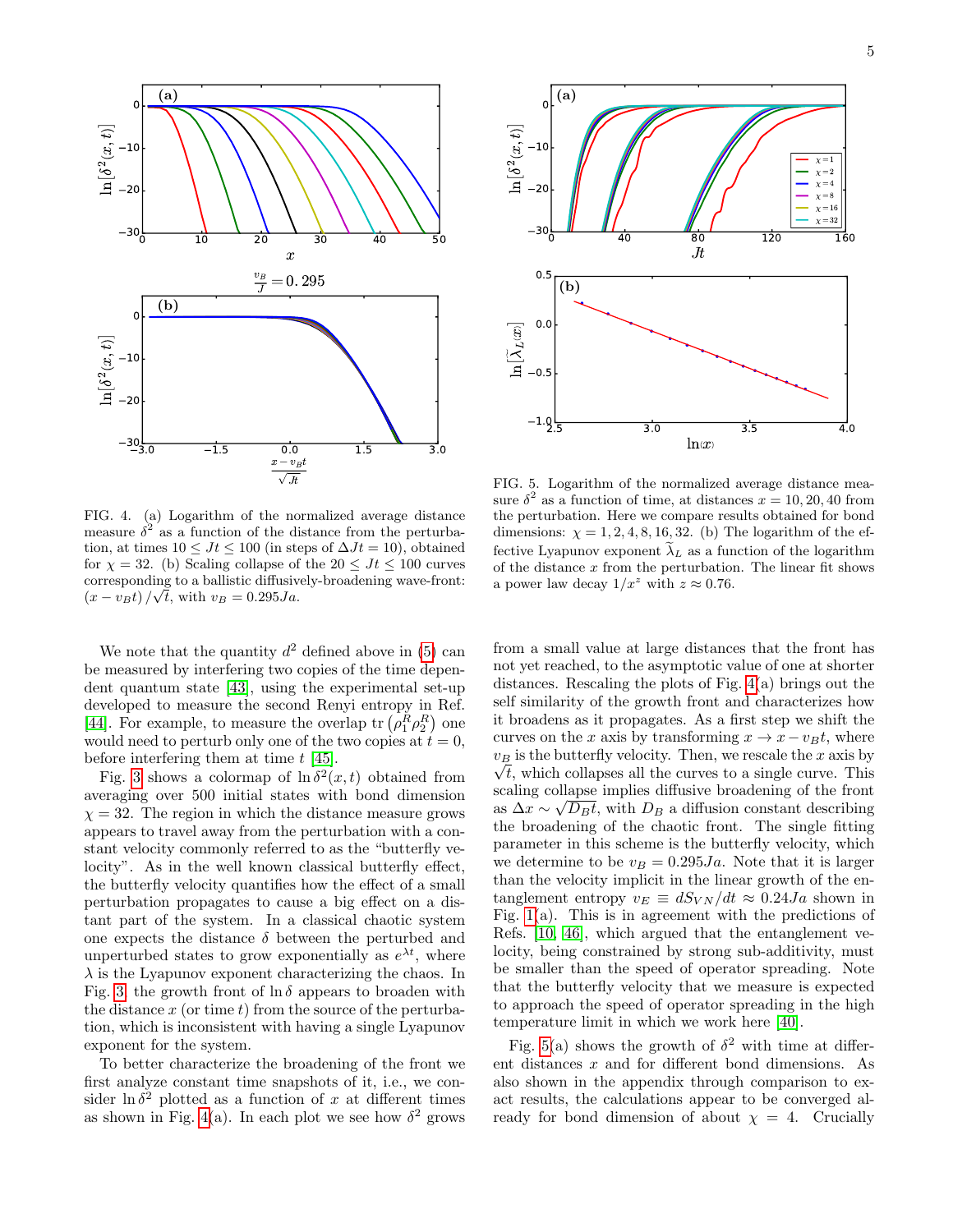FIG. 4. (a) Logarithm of the normalized average distance measure $\delta^2$ as a function of the distance from the perturbation, at times $10 \leq Jt \leq 100$ (in steps of $\Delta Jt = 10$), obtained for $\chi = 32$. (b) Scaling collapse of the $20 \leq Jt \leq 100$ curves corresponding to a ballistic diffusively-broadening wave-front: $(x - v_B t)/\sqrt{t}$, with $v_B = 0.295Ja$.

FIG. 5. Logarithm of the normalized average distance measure $\delta^2$ as a function of time, at distances $x = 10, 20, 40$ from the perturbation. Here we compare results obtained for bond dimensions: $\chi = 1, 2, 4, 8, 16, 32$. (b) The logarithm of the effective Lyapunov exponent $\widetilde{\lambda}_L$ as a function of the logarithm of the distance $x$ from the perturbation. The linear fit shows a power law decay $1/x^z$ with $z \approx 0.76$.

We note that the quantity $d^2$ defined above in (5) can be measured by interfering two copies of the time dependent quantum state [43], using the experimental set-up developed to measure the second Renyi entropy in Ref. [44]. For example, to measure the overlap $\mathrm{tr}\left(\rho_1^R \rho_2^R\right)$ one would need to perturb only one of the two copies at $t = 0$, before interfering them at time $t$ [45].

Fig. 3 shows a colormap of $\ln \delta^2(x, t)$ obtained from averaging over 500 initial states with bond dimension $\chi = 32$. The region in which the distance measure grows appears to travel away from the perturbation with a constant velocity commonly referred to as the "butterfly velocity". As in the well known classical butterfly effect, the butterfly velocity quantifies how the effect of a small perturbation propagates to cause a big effect on a distant part of the system. In a classical chaotic system one expects the distance $\delta$ between the perturbed and unperturbed states to grow exponentially as $e^{\lambda t}$, where $\lambda$ is the Lyapunov exponent characterizing the chaos. In Fig. 3, the growth front of $\ln \delta$ appears to broaden with the distance $x$ (or time $t$) from the source of the perturbation, which is inconsistent with having a single Lyapunov exponent for the system.

To better characterize the broadening of the front we first analyze constant time snapshots of it, i.e., we consider $\ln \delta^2$ plotted as a function of $x$ at different times as shown in Fig. 4(a). In each plot we see how $\delta^2$ grows from a small value at large distances that the front has not yet reached, to the asymptotic value of one at shorter distances. Rescaling the plots of Fig. 4(a) brings out the self similarity of the growth front and characterizes how it broadens as it propagates. As a first step we shift the curves on the $x$ axis by transforming $x \to x - v_B t$, where $v_B$ is the butterfly velocity. Then, we rescale the $x$ axis by $\sqrt{t}$, which collapses all the curves to a single curve. This scaling collapse implies diffusive broadening of the front as $\Delta x \sim \sqrt{D_B t}$, with $D_B$ a diffusion constant describing the broadening of the chaotic front. The single fitting parameter in this scheme is the butterfly velocity, which we determine to be $v_B = 0.295Ja$. Note that it is larger than the velocity implicit in the linear growth of the entanglement entropy $v_E \equiv dS_{VN}/dt \approx 0.24Ja$ shown in Fig. 1(a). This is in agreement with the predictions of Refs. [10, 46], which argued that the entanglement velocity, being constrained by strong sub-additivity, must be smaller than the speed of operator spreading. Note that the butterfly velocity that we measure is expected to approach the speed of operator spreading in the high temperature limit in which we work here [40].

Fig. 5(a) shows the growth of $\delta^2$ with time at different distances $x$ and for different bond dimensions. As also shown in the appendix through comparison to exact results, the calculations appear to be converged already for bond dimension of about $\chi = 4$. Crucially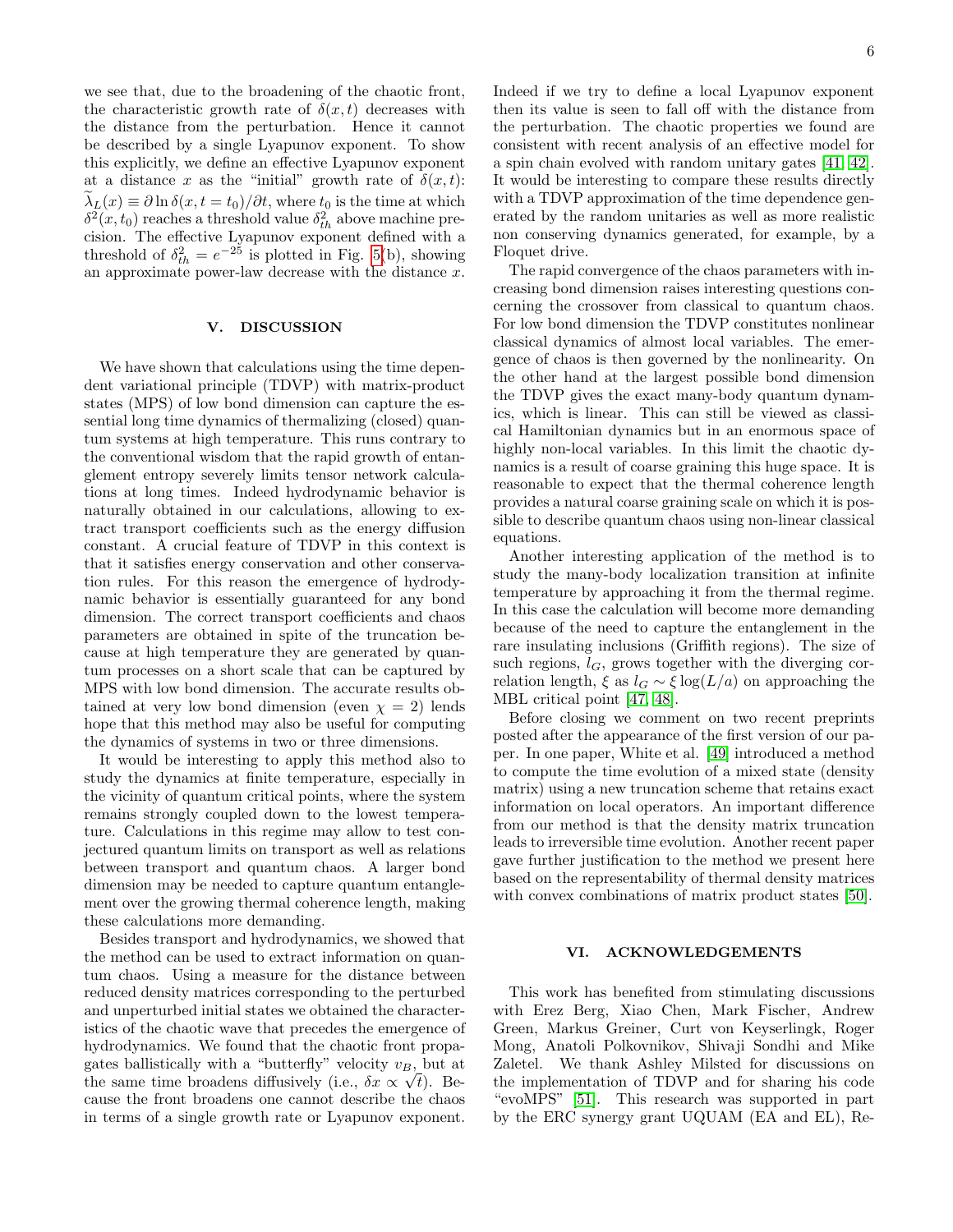we see that, due to the broadening of the chaotic front, the characteristic growth rate of $\delta(x,t)$ decreases with the distance from the perturbation. Hence it cannot be described by a single Lyapunov exponent. To show this explicitly, we define an effective Lyapunov exponent at a distance $x$ as the "initial" growth rate of $\delta(x,t)$: $\widetilde{\lambda}_L(x) \equiv \partial \ln \delta(x, t = t_0)/\partial t$, where $t_0$ is the time at which $\delta^2(x, t_0)$ reaches a threshold value $\delta^2_{th}$ above machine precision. The effective Lyapunov exponent defined with a threshold of $\delta^2_{th} = e^{-25}$ is plotted in Fig. 5(b), showing an approximate power-law decrease with the distance $x$.

## V. DISCUSSION

We have shown that calculations using the time dependent variational principle (TDVP) with matrix-product states (MPS) of low bond dimension can capture the essential long time dynamics of thermalizing (closed) quantum systems at high temperature. This runs contrary to the conventional wisdom that the rapid growth of entanglement entropy severely limits tensor network calculations at long times. Indeed hydrodynamic behavior is naturally obtained in our calculations, allowing to extract transport coefficients such as the energy diffusion constant. A crucial feature of TDVP in this context is that it satisfies energy conservation and other conservation rules. For this reason the emergence of hydrodynamic behavior is essentially guaranteed for any bond dimension. The correct transport coefficients and chaos parameters are obtained in spite of the truncation because at high temperature they are generated by quantum processes on a short scale that can be captured by MPS with low bond dimension. The accurate results obtained at very low bond dimension (even $\chi = 2$) lends hope that this method may also be useful for computing the dynamics of systems in two or three dimensions.

It would be interesting to apply this method also to study the dynamics at finite temperature, especially in the vicinity of quantum critical points, where the system remains strongly coupled down to the lowest temperature. Calculations in this regime may allow to test conjectured quantum limits on transport as well as relations between transport and quantum chaos. A larger bond dimension may be needed to capture quantum entanglement over the growing thermal coherence length, making these calculations more demanding.

Besides transport and hydrodynamics, we showed that the method can be used to extract information on quantum chaos. Using a measure for the distance between reduced density matrices corresponding to the perturbed and unperturbed initial states we obtained the characteristics of the chaotic wave that precedes the emergence of hydrodynamics. We found that the chaotic front propagates ballistically with a "butterfly" velocity $v_B$, but at the same time broadens diffusively (i.e., $\delta x \propto \sqrt{t}$). Because the front broadens one cannot describe the chaos in terms of a single growth rate or Lyapunov exponent. Indeed if we try to define a local Lyapunov exponent then its value is seen to fall off with the distance from the perturbation. The chaotic properties we found are consistent with recent analysis of an effective model for a spin chain evolved with random unitary gates [41, 42]. It would be interesting to compare these results directly with a TDVP approximation of the time dependence generated by the random unitaries as well as more realistic non conserving dynamics generated, for example, by a Floquet drive.

The rapid convergence of the chaos parameters with increasing bond dimension raises interesting questions concerning the crossover from classical to quantum chaos. For low bond dimension the TDVP constitutes nonlinear classical dynamics of almost local variables. The emergence of chaos is then governed by the nonlinearity. On the other hand at the largest possible bond dimension the TDVP gives the exact many-body quantum dynamics, which is linear. This can still be viewed as classical Hamiltonian dynamics but in an enormous space of highly non-local variables. In this limit the chaotic dynamics is a result of coarse graining this huge space. It is reasonable to expect that the thermal coherence length provides a natural coarse graining scale on which it is possible to describe quantum chaos using non-linear classical equations.

Another interesting application of the method is to study the many-body localization transition at infinite temperature by approaching it from the thermal regime. In this case the calculation will become more demanding because of the need to capture the entanglement in the rare insulating inclusions (Griffith regions). The size of such regions, $l_G$, grows together with the diverging correlation length, $\xi$ as $l_G \sim \xi \log(L/a)$ on approaching the MBL critical point [47, 48].

Before closing we comment on two recent preprints posted after the appearance of the first version of our paper. In one paper, White et al. [49] introduced a method to compute the time evolution of a mixed state (density matrix) using a new truncation scheme that retains exact information on local operators. An important difference from our method is that the density matrix truncation leads to irreversible time evolution. Another recent paper gave further justification to the method we present here based on the representability of thermal density matrices with convex combinations of matrix product states [50].

## VI. ACKNOWLEDGEMENTS

This work has benefited from stimulating discussions with Erez Berg, Xiao Chen, Mark Fischer, Andrew Green, Markus Greiner, Curt von Keyserlingk, Roger Mong, Anatoli Polkovnikov, Shivaji Sondhi and Mike Zaletel. We thank Ashley Milsted for discussions on the implementation of TDVP and for sharing his code "evoMPS" [51]. This research was supported in part by the ERC synergy grant UQUAM (EA and EL), Re-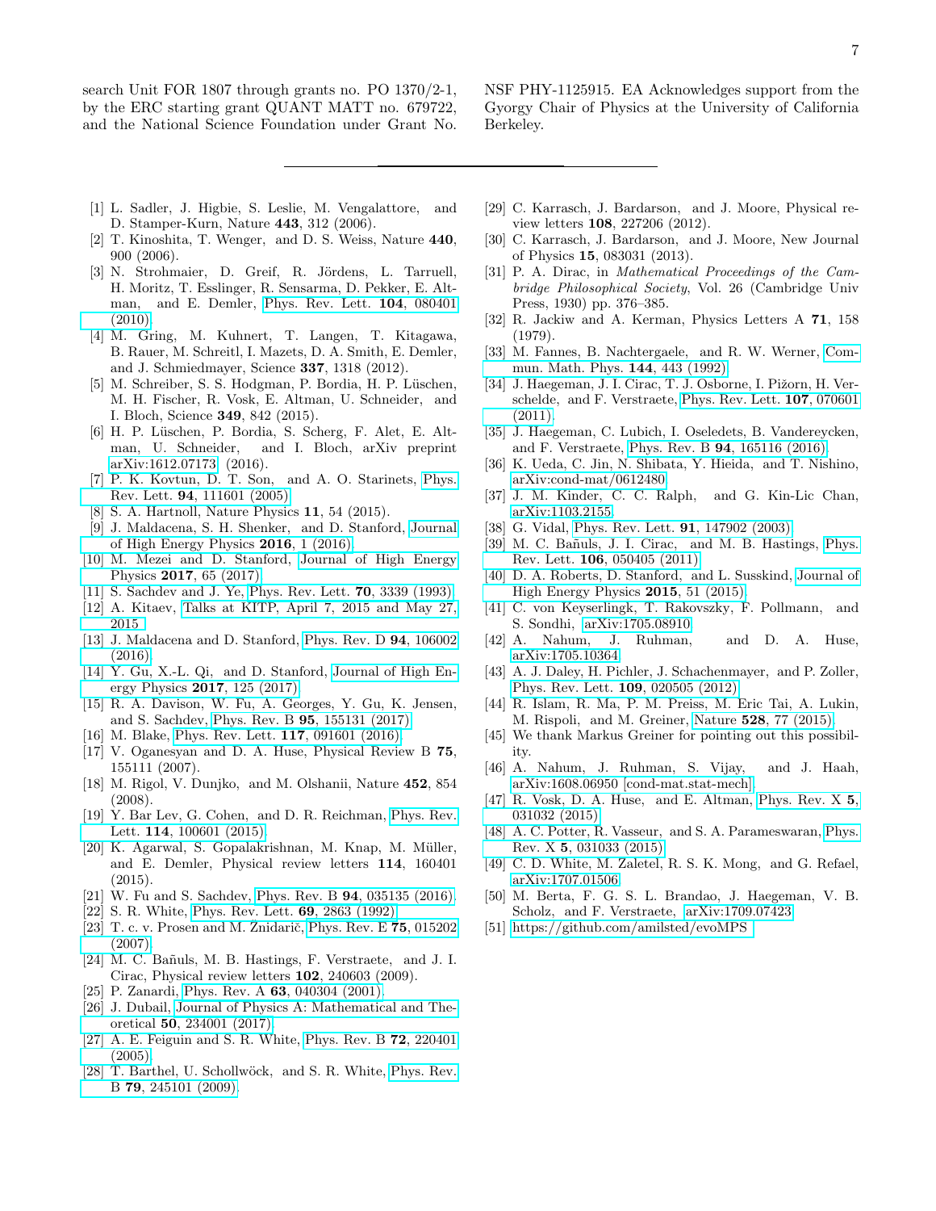search Unit FOR 1807 through grants no. PO 1370/2-1, by the ERC starting grant QUANT MATT no. 679722, and the National Science Foundation under Grant No. NSF PHY-1125915. EA Acknowledges support from the Gyorgy Chair of Physics at the University of California Berkeley.

---

[1] L. Sadler, J. Higbie, S. Leslie, M. Vengalattore, and D. Stamper-Kurn, Nature **443**, 312 (2006).

[2] T. Kinoshita, T. Wenger, and D. S. Weiss, Nature **440**, 900 (2006).

[3] N. Strohmaier, D. Greif, R. Jördens, L. Tarruell, H. Moritz, T. Esslinger, R. Sensarma, D. Pekker, E. Altman, and E. Demler, Phys. Rev. Lett. **104**, 080401 (2010).

[4] M. Gring, M. Kuhnert, T. Langen, T. Kitagawa, B. Rauer, M. Schreitl, I. Mazets, D. A. Smith, E. Demler, and J. Schmiedmayer, Science **337**, 1318 (2012).

[5] M. Schreiber, S. S. Hodgman, P. Bordia, H. P. Lüschen, M. H. Fischer, R. Vosk, E. Altman, U. Schneider, and I. Bloch, Science **349**, 842 (2015).

[6] H. P. Lüschen, P. Bordia, S. Scherg, F. Alet, E. Altman, U. Schneider, and I. Bloch, arXiv preprint arXiv:1612.07173 (2016).

[7] P. K. Kovtun, D. T. Son, and A. O. Starinets, Phys. Rev. Lett. **94**, 111601 (2005).

[8] S. A. Hartnoll, Nature Physics **11**, 54 (2015).

[9] J. Maldacena, S. H. Shenker, and D. Stanford, Journal of High Energy Physics **2016**, 1 (2016).

[10] M. Mezei and D. Stanford, Journal of High Energy Physics **2017**, 65 (2017).

[11] S. Sachdev and J. Ye, Phys. Rev. Lett. **70**, 3339 (1993).

[12] A. Kitaev, Talks at KITP, April 7, 2015 and May 27, 2015 .

[13] J. Maldacena and D. Stanford, Phys. Rev. D **94**, 106002 (2016).

[14] Y. Gu, X.-L. Qi, and D. Stanford, Journal of High Energy Physics **2017**, 125 (2017).

[15] R. A. Davison, W. Fu, A. Georges, Y. Gu, K. Jensen, and S. Sachdev, Phys. Rev. B **95**, 155131 (2017).

[16] M. Blake, Phys. Rev. Lett. **117**, 091601 (2016).

[17] V. Oganesyan and D. A. Huse, Physical Review B **75**, 155111 (2007).

[18] M. Rigol, V. Dunjko, and M. Olshanii, Nature **452**, 854 (2008).

[19] Y. Bar Lev, G. Cohen, and D. R. Reichman, Phys. Rev. Lett. **114**, 100601 (2015).

[20] K. Agarwal, S. Gopalakrishnan, M. Knap, M. Müller, and E. Demler, Physical review letters **114**, 160401 (2015).

[21] W. Fu and S. Sachdev, Phys. Rev. B **94**, 035135 (2016).

[22] S. R. White, Phys. Rev. Lett. **69**, 2863 (1992).

[23] T. c. v. Prosen and M. Žnidarič, Phys. Rev. E **75**, 015202 (2007).

[24] M. C. Bañuls, M. B. Hastings, F. Verstraete, and J. I. Cirac, Physical review letters **102**, 240603 (2009).

[25] P. Zanardi, Phys. Rev. A **63**, 040304 (2001).

[26] J. Dubail, Journal of Physics A: Mathematical and Theoretical **50**, 234001 (2017).

[27] A. E. Feiguin and S. R. White, Phys. Rev. B **72**, 220401 (2005).

[28] T. Barthel, U. Schollwöck, and S. R. White, Phys. Rev. B **79**, 245101 (2009).

[29] C. Karrasch, J. Bardarson, and J. Moore, Physical review letters **108**, 227206 (2012).

[30] C. Karrasch, J. Bardarson, and J. Moore, New Journal of Physics **15**, 083031 (2013).

[31] P. A. Dirac, in *Mathematical Proceedings of the Cambridge Philosophical Society*, Vol. 26 (Cambridge Univ Press, 1930) pp. 376–385.

[32] R. Jackiw and A. Kerman, Physics Letters A **71**, 158 (1979).

[33] M. Fannes, B. Nachtergaele, and R. W. Werner, Commun. Math. Phys. **144**, 443 (1992).

[34] J. Haegeman, J. I. Cirac, T. J. Osborne, I. Pižorn, H. Verschelde, and F. Verstraete, Phys. Rev. Lett. **107**, 070601 (2011).

[35] J. Haegeman, C. Lubich, I. Oseledets, B. Vandereycken, and F. Verstraete, Phys. Rev. B **94**, 165116 (2016).

[36] K. Ueda, C. Jin, N. Shibata, Y. Hieida, and T. Nishino, arXiv:cond-mat/0612480.

[37] J. M. Kinder, C. C. Ralph, and G. Kin-Lic Chan, arXiv:1103.2155.

[38] G. Vidal, Phys. Rev. Lett. **91**, 147902 (2003).

[39] M. C. Bañuls, J. I. Cirac, and M. B. Hastings, Phys. Rev. Lett. **106**, 050405 (2011).

[40] D. A. Roberts, D. Stanford, and L. Susskind, Journal of High Energy Physics **2015**, 51 (2015).

[41] C. von Keyserlingk, T. Rakovszky, F. Pollmann, and S. Sondhi, arXiv:1705.08910.

[42] A. Nahum, J. Ruhman, and D. A. Huse, arXiv:1705.10364.

[43] A. J. Daley, H. Pichler, J. Schachenmayer, and P. Zoller, Phys. Rev. Lett. **109**, 020505 (2012).

[44] R. Islam, R. Ma, P. M. Preiss, M. Eric Tai, A. Lukin, M. Rispoli, and M. Greiner, Nature **528**, 77 (2015).

[45] We thank Markus Greiner for pointing out this possibility.

[46] A. Nahum, J. Ruhman, S. Vijay, and J. Haah, arXiv:1608.06950 [cond-mat.stat-mech].

[47] R. Vosk, D. A. Huse, and E. Altman, Phys. Rev. X **5**, 031032 (2015).

[48] A. C. Potter, R. Vasseur, and S. A. Parameswaran, Phys. Rev. X **5**, 031033 (2015).

[49] C. D. White, M. Zaletel, R. S. K. Mong, and G. Refael, arXiv:1707.01506.

[50] M. Berta, F. G. S. L. Brandao, J. Haegeman, V. B. Scholz, and F. Verstraete, arXiv:1709.07423.

[51] https://github.com/amilsted/evoMPS .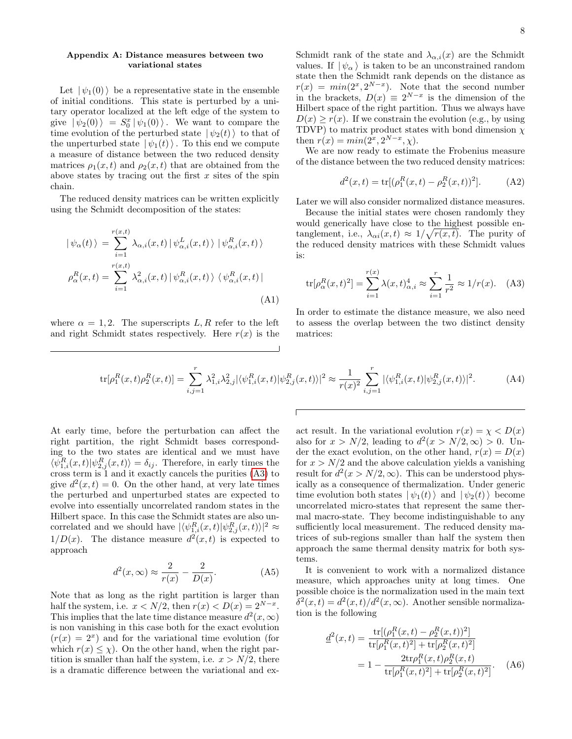### Appendix A: Distance measures between two variational states

Let $|\psi_1(0)\rangle$ be a representative state in the ensemble of initial conditions. This state is perturbed by a unitary operator localized at the left edge of the system to give $|\psi_2(0)\rangle = S_0^x|\psi_1(0)\rangle$. We want to compare the time evolution of the perturbed state $|\psi_2(t)\rangle$ to that of the unperturbed state $|\psi_1(t)\rangle$. To this end we compute a measure of distance between the two reduced density matrices $\rho_1(x,t)$ and $\rho_2(x,t)$ that are obtained from the above states by tracing out the first $x$ sites of the spin chain.

The reduced density matrices can be written explicitly using the Schmidt decomposition of the states:

$$
\begin{aligned}
|\psi_\alpha(t)\rangle &= \sum_{i=1}^{r(x,t)} \lambda_{\alpha,i}(x,t)\,|\psi^L_{\alpha,i}(x,t)\rangle\,|\psi^R_{\alpha,i}(x,t)\rangle \\
\rho^R_\alpha(x,t) &= \sum_{i=1}^{r(x,t)} \lambda^2_{\alpha,i}(x,t)\,|\psi^R_{\alpha,i}(x,t)\rangle\,\langle\psi^R_{\alpha,i}(x,t)|
\end{aligned}
\tag{A1}
$$

where $\alpha = 1,2$. The superscripts $L, R$ refer to the left and right Schmidt states respectively. Here $r(x)$ is the Schmidt rank of the state and $\lambda_{\alpha,i}(x)$ are the Schmidt values. If $|\psi_\alpha\rangle$ is taken to be an unconstrained random state then the Schmidt rank depends on the distance as $r(x) = min(2^x, 2^{N-x})$. Note that the second number in the brackets, $D(x) \equiv 2^{N-x}$ is the dimension of the Hilbert space of the right partition. Thus we always have $D(x) \geq r(x)$. If we constrain the evolution (e.g., by using TDVP) to matrix product states with bond dimension $\chi$ then $r(x) = min(2^x, 2^{N-x}, \chi)$.

We are now ready to estimate the Frobenius measure of the distance between the two reduced density matrices:

$$
d^2(x,t) = \mathrm{tr}[(\rho^R_1(x,t) - \rho^R_2(x,t))^2]. \tag{A2}
$$

Later we will also consider normalized distance measures.

Because the initial states were chosen randomly they would generically have close to the highest possible entanglement, i.e., $\lambda_{\alpha i}(x,t) \approx 1/\sqrt{r(x,t)}$. The purity of the reduced density matrices with these Schmidt values is:

$$
\mathrm{tr}[\rho^R_\alpha(x,t)^2] = \sum_{i=1}^{r(x)} \lambda(x,t)^4_{\alpha,i} \approx \sum_{i=1}^{r} \frac{1}{r^2} \approx 1/r(x). \tag{A3}
$$

In order to estimate the distance measure, we also need to assess the overlap between the two distinct density matrices:

$$
\mathrm{tr}[\rho^R_1(x,t)\rho^R_2(x,t)] = \sum_{i,j=1}^{r} \lambda^2_{1,i}\lambda^2_{2,j}|\langle\psi^R_{1,i}(x,t)|\psi^R_{2,j}(x,t)\rangle|^2 \approx \frac{1}{r(x)^2}\sum_{i,j=1}^{r}|\langle\psi^R_{1,i}(x,t)|\psi^R_{2,j}(x,t)\rangle|^2. \tag{A4}
$$

At early time, before the perturbation can affect the right partition, the right Schmidt bases corresponding to the two states are identical and we must have $\langle\psi^R_{1,i}(x,t)|\psi^R_{2,j}(x,t)\rangle = \delta_{ij}$. Therefore, in early times the cross term is 1 and it exactly cancels the purities (A3) to give $d^2(x,t) = 0$. On the other hand, at very late times the perturbed and unperturbed states are expected to evolve into essentially uncorrelated random states in the Hilbert space. In this case the Schmidt states are also uncorrelated and we should have $|\langle\psi^R_{1,i}(x,t)|\psi^R_{2,j}(x,t)\rangle|^2 \approx 1/D(x)$. The distance measure $d^2(x,t)$ is expected to approach

$$
d^2(x,\infty) \approx \frac{2}{r(x)} - \frac{2}{D(x)}. \tag{A5}
$$

Note that as long as the right partition is larger than half the system, i.e. $x < N/2$, then $r(x) < D(x) = 2^{N-x}$. This implies that the late time distance measure $d^2(x,\infty)$ is non vanishing in this case both for the exact evolution ($r(x) = 2^x$) and for the variational time evolution (for which $r(x) \leq \chi$). On the other hand, when the right partition is smaller than half the system, i.e. $x > N/2$, there is a dramatic difference between the variational and exact result. In the variational evolution $r(x) = \chi < D(x)$ also for $x > N/2$, leading to $d^2(x > N/2, \infty) > 0$. Under the exact evolution, on the other hand, $r(x) = D(x)$ for $x > N/2$ and the above calculation yields a vanishing result for $d^2(x > N/2, \infty)$. This can be understood physically as a consequence of thermalization. Under generic time evolution both states $|\psi_1(t)\rangle$ and $|\psi_2(t)\rangle$ become uncorrelated micro-states that represent the same thermal macro-state. They become indistinguishable to any sufficiently local measurement. The reduced density matrices of sub-regions smaller than half the system then approach the same thermal density matrix for both systems.

It is convenient to work with a normalized distance measure, which approaches unity at long times. One possible choice is the normalization used in the main text $\delta^2(x,t) = d^2(x,t)/d^2(x,\infty)$. Another sensible normalization is the following

$$
\begin{aligned}
\underline{d}^2(x,t) &= \frac{\mathrm{tr}[(\rho^R_1(x,t) - \rho^R_2(x,t))^2]}{\mathrm{tr}[\rho^R_1(x,t)^2] + \mathrm{tr}[\rho^R_2(x,t)^2]} \\
&= 1 - \frac{2\mathrm{tr}\rho^R_1(x,t)\rho^R_2(x,t)}{\mathrm{tr}[\rho^R_1(x,t)^2] + \mathrm{tr}[\rho^R_2(x,t)^2]}.
\end{aligned}
\tag{A6}
$$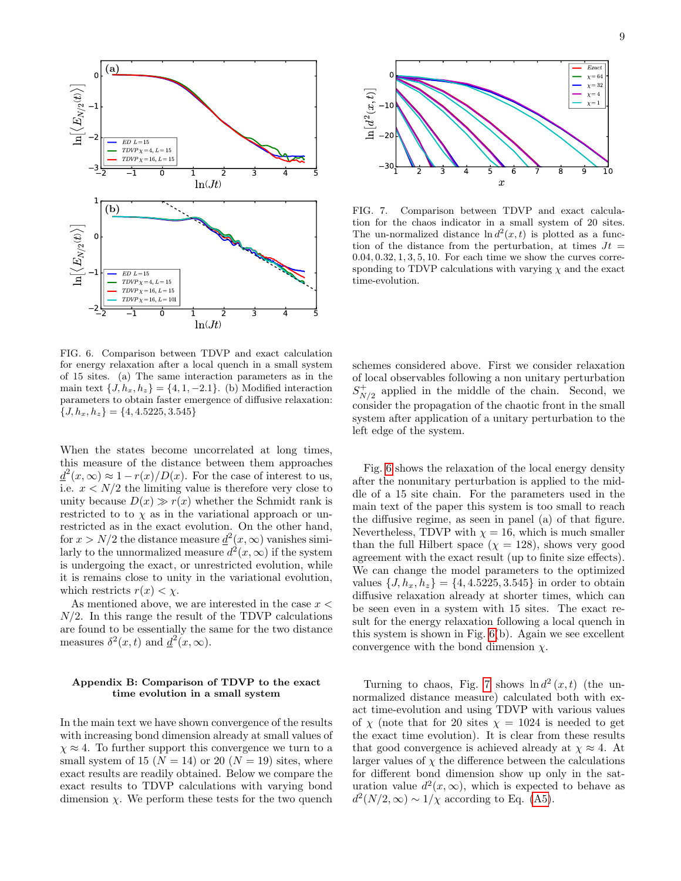FIG. 6. Comparison between TDVP and exact calculation for energy relaxation after a local quench in a small system of 15 sites. (a) The same interaction parameters as in the main text $\{J, h_x, h_z\} = \{4, 1, -2.1\}$. (b) Modified interaction parameters to obtain faster emergence of diffusive relaxation: $\{J, h_x, h_z\} = \{4, 4.5225, 3.545\}$

FIG. 7. Comparison between TDVP and exact calculation for the chaos indicator in a small system of 20 sites. The un-normalized distance $\ln d^2(x,t)$ is plotted as a function of the distance from the perturbation, at times $Jt = 0.04, 0.32, 1, 3, 5, 10$. For each time we show the curves corresponding to TDVP calculations with varying $\chi$ and the exact time-evolution.

When the states become uncorrelated at long times, this measure of the distance between them approaches $\underline{d}^2(x,\infty) \approx 1 - r(x)/D(x)$. For the case of interest to us, i.e. $x < N/2$ the limiting value is therefore very close to unity because $D(x) \gg r(x)$ whether the Schmidt rank is restricted to to $\chi$ as in the variational approach or unrestricted as in the exact evolution. On the other hand, for $x > N/2$ the distance measure $\underline{d}^2(x,\infty)$ vanishes similarly to the unnormalized measure $d^2(x,\infty)$ if the system is undergoing the exact, or unrestricted evolution, while it is remains close to unity in the variational evolution, which restricts $r(x) < \chi$.

As mentioned above, we are interested in the case $x < N/2$. In this range the result of the TDVP calculations are found to be essentially the same for the two distance measures $\delta^2(x,t)$ and $\underline{d}^2(x,\infty)$.

### Appendix B: Comparison of TDVP to the exact time evolution in a small system

In the main text we have shown convergence of the results with increasing bond dimension already at small values of $\chi \approx 4$. To further support this convergence we turn to a small system of 15 ($N = 14$) or 20 ($N = 19$) sites, where exact results are readily obtained. Below we compare the exact results to TDVP calculations with varying bond dimension $\chi$. We perform these tests for the two quench schemes considered above. First we consider relaxation of local observables following a non unitary perturbation $S^+_{N/2}$ applied in the middle of the chain. Second, we consider the propagation of the chaotic front in the small system after application of a unitary perturbation to the left edge of the system.

Fig. 6 shows the relaxation of the local energy density after the nonunitary perturbation is applied to the middle of a 15 site chain. For the parameters used in the main text of the paper this system is too small to reach the diffusive regime, as seen in panel (a) of that figure. Nevertheless, TDVP with $\chi = 16$, which is much smaller than the full Hilbert space ($\chi = 128$), shows very good agreement with the exact result (up to finite size effects). We can change the model parameters to the optimized values $\{J, h_x, h_z\} = \{4, 4.5225, 3.545\}$ in order to obtain diffusive relaxation already at shorter times, which can be seen even in a system with 15 sites. The exact result for the energy relaxation following a local quench in this system is shown in Fig. 6(b). Again we see excellent convergence with the bond dimension $\chi$.

Turning to chaos, Fig. 7 shows $\ln d^2(x,t)$ (the unnormalized distance measure) calculated both with exact time-evolution and using TDVP with various values of $\chi$ (note that for 20 sites $\chi = 1024$ is needed to get the exact time evolution). It is clear from these results that good convergence is achieved already at $\chi \approx 4$. At larger values of $\chi$ the difference between the calculations for different bond dimension show up only in the saturation value $d^2(x,\infty)$, which is expected to behave as $d^2(N/2,\infty) \sim 1/\chi$ according to Eq. (A5).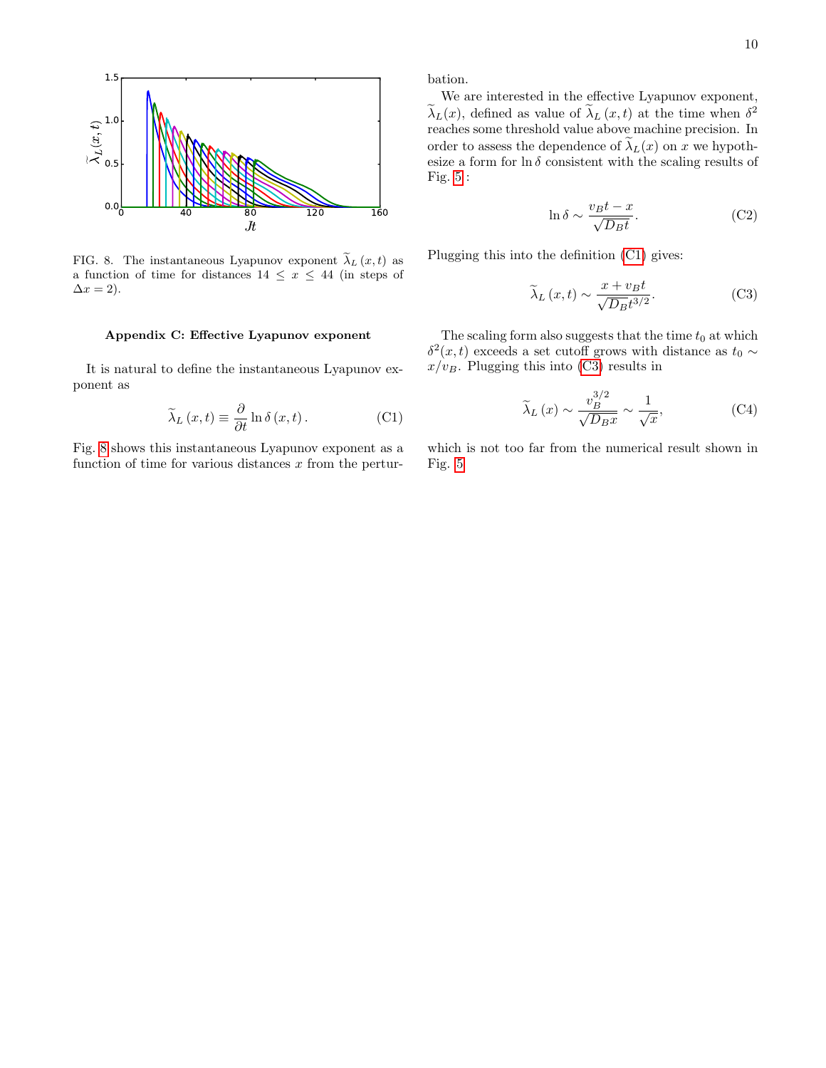1.5

1.0

0.5

0.0

0 40 80 120 160

$Jt$

$\widetilde{\lambda}_L(x,t)$

FIG. 8. The instantaneous Lyapunov exponent $\widetilde{\lambda}_L(x,t)$ as a function of time for distances $14 \le x \le 44$ (in steps of $\Delta x = 2$).

### Appendix C: Effective Lyapunov exponent

It is natural to define the instantaneous Lyapunov exponent as

$$\widetilde{\lambda}_L(x,t) \equiv \frac{\partial}{\partial t} \ln \delta(x,t). \tag{C1}$$

Fig. 8 shows this instantaneous Lyapunov exponent as a function of time for various distances $x$ from the perturbation.

We are interested in the effective Lyapunov exponent, $\widetilde{\lambda}_L(x)$, defined as value of $\widetilde{\lambda}_L(x,t)$ at the time when $\delta^2$ reaches some threshold value above machine precision. In order to assess the dependence of $\widetilde{\lambda}_L(x)$ on $x$ we hypothesize a form for $\ln \delta$ consistent with the scaling results of Fig. 5 :

$$\ln \delta \sim \frac{v_B t - x}{\sqrt{D_B t}}. \tag{C2}$$

Plugging this into the definition (C1) gives:

$$\widetilde{\lambda}_L(x,t) \sim \frac{x + v_B t}{\sqrt{D_B} t^{3/2}}. \tag{C3}$$

The scaling form also suggests that the time $t_0$ at which $\delta^2(x,t)$ exceeds a set cutoff grows with distance as $t_0 \sim x/v_B$. Plugging this into (C3) results in

$$\widetilde{\lambda}_L(x) \sim \frac{v_B^{3/2}}{\sqrt{D_B x}} \sim \frac{1}{\sqrt{x}}, \tag{C4}$$

which is not too far from the numerical result shown in Fig. 5.